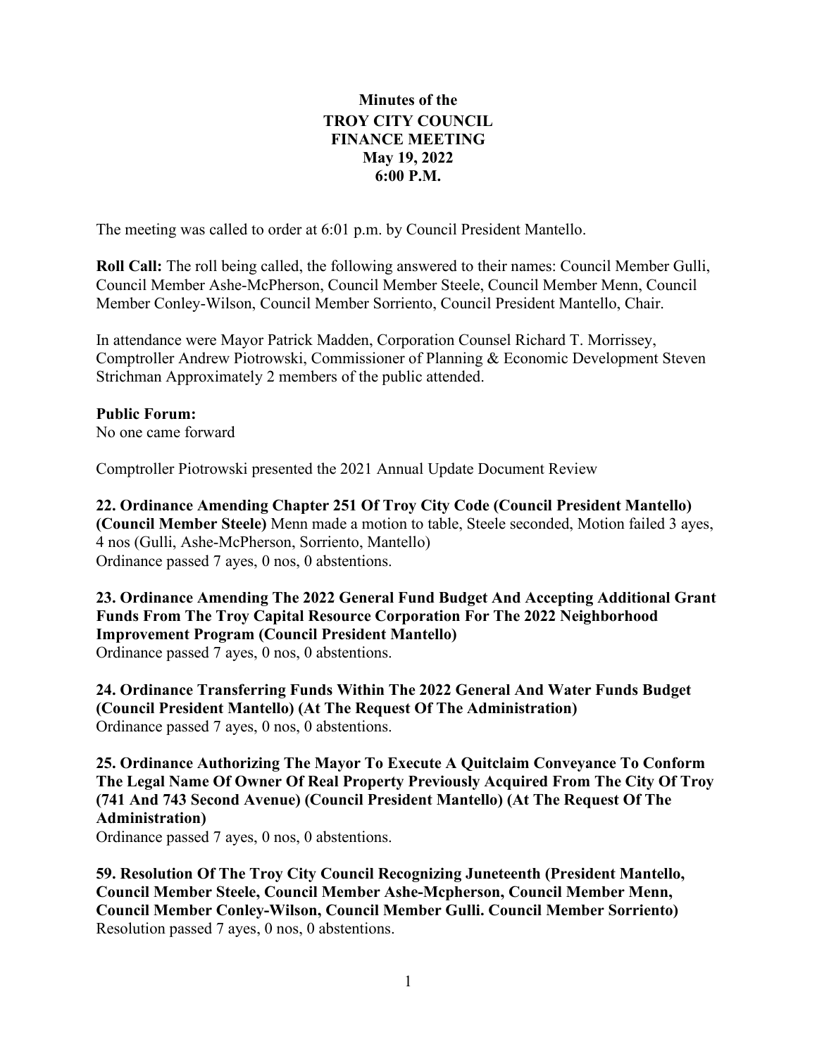# Minutes of the
# TROY CITY COUNCIL
# FINANCE MEETING
# May 19, 2022
# 6:00 P.M.

The meeting was called to order at 6:01 p.m. by Council President Mantello.

**Roll Call:** The roll being called, the following answered to their names: Council Member Gulli, Council Member Ashe-McPherson, Council Member Steele, Council Member Menn, Council Member Conley-Wilson, Council Member Sorriento, Council President Mantello, Chair.

In attendance were Mayor Patrick Madden, Corporation Counsel Richard T. Morrissey, Comptroller Andrew Piotrowski, Commissioner of Planning & Economic Development Steven Strichman Approximately 2 members of the public attended.

**Public Forum:**
No one came forward

Comptroller Piotrowski presented the 2021 Annual Update Document Review

**22. Ordinance Amending Chapter 251 Of Troy City Code (Council President Mantello) (Council Member Steele)** Menn made a motion to table, Steele seconded, Motion failed 3 ayes, 4 nos (Gulli, Ashe-McPherson, Sorriento, Mantello)
Ordinance passed 7 ayes, 0 nos, 0 abstentions.

**23. Ordinance Amending The 2022 General Fund Budget And Accepting Additional Grant Funds From The Troy Capital Resource Corporation For The 2022 Neighborhood Improvement Program (Council President Mantello)**
Ordinance passed 7 ayes, 0 nos, 0 abstentions.

**24. Ordinance Transferring Funds Within The 2022 General And Water Funds Budget (Council President Mantello) (At The Request Of The Administration)**
Ordinance passed 7 ayes, 0 nos, 0 abstentions.

**25. Ordinance Authorizing The Mayor To Execute A Quitclaim Conveyance To Conform The Legal Name Of Owner Of Real Property Previously Acquired From The City Of Troy (741 And 743 Second Avenue) (Council President Mantello) (At The Request Of The Administration)**
Ordinance passed 7 ayes, 0 nos, 0 abstentions.

**59. Resolution Of The Troy City Council Recognizing Juneteenth (President Mantello, Council Member Steele, Council Member Ashe-Mcpherson, Council Member Menn, Council Member Conley-Wilson, Council Member Gulli. Council Member Sorriento)**
Resolution passed 7 ayes, 0 nos, 0 abstentions.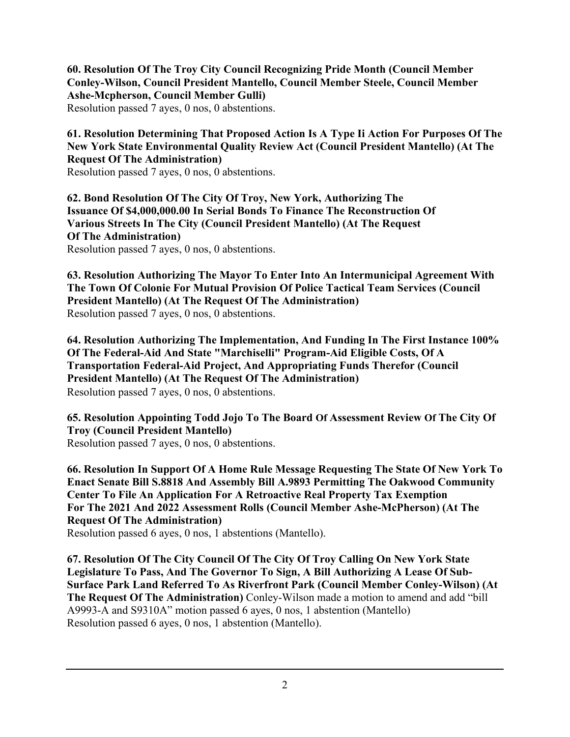**60. Resolution Of The Troy City Council Recognizing Pride Month (Council Member Conley-Wilson, Council President Mantello, Council Member Steele, Council Member Ashe-Mcpherson, Council Member Gulli)**
Resolution passed 7 ayes, 0 nos, 0 abstentions.

**61. Resolution Determining That Proposed Action Is A Type Ii Action For Purposes Of The New York State Environmental Quality Review Act (Council President Mantello) (At The Request Of The Administration)**
Resolution passed 7 ayes, 0 nos, 0 abstentions.

**62. Bond Resolution Of The City Of Troy, New York, Authorizing The Issuance Of $4,000,000.00 In Serial Bonds To Finance The Reconstruction Of Various Streets In The City (Council President Mantello) (At The Request Of The Administration)**
Resolution passed 7 ayes, 0 nos, 0 abstentions.

**63. Resolution Authorizing The Mayor To Enter Into An Intermunicipal Agreement With The Town Of Colonie For Mutual Provision Of Police Tactical Team Services (Council President Mantello) (At The Request Of The Administration)**
Resolution passed 7 ayes, 0 nos, 0 abstentions.

**64. Resolution Authorizing The Implementation, And Funding In The First Instance 100% Of The Federal-Aid And State "Marchiselli" Program-Aid Eligible Costs, Of A Transportation Federal-Aid Project, And Appropriating Funds Therefor (Council President Mantello) (At The Request Of The Administration)**
Resolution passed 7 ayes, 0 nos, 0 abstentions.

**65. Resolution Appointing Todd Jojo To The Board Of Assessment Review Of The City Of Troy (Council President Mantello)**
Resolution passed 7 ayes, 0 nos, 0 abstentions.

**66. Resolution In Support Of A Home Rule Message Requesting The State Of New York To Enact Senate Bill S.8818 And Assembly Bill A.9893 Permitting The Oakwood Community Center To File An Application For A Retroactive Real Property Tax Exemption For The 2021 And 2022 Assessment Rolls (Council Member Ashe-McPherson) (At The Request Of The Administration)**
Resolution passed 6 ayes, 0 nos, 1 abstentions (Mantello).

**67. Resolution Of The City Council Of The City Of Troy Calling On New York State Legislature To Pass, And The Governor To Sign, A Bill Authorizing A Lease Of Sub-Surface Park Land Referred To As Riverfront Park (Council Member Conley-Wilson) (At The Request Of The Administration)** Conley-Wilson made a motion to amend and add "bill A9993-A and S9310A" motion passed 6 ayes, 0 nos, 1 abstention (Mantello)
Resolution passed 6 ayes, 0 nos, 1 abstention (Mantello).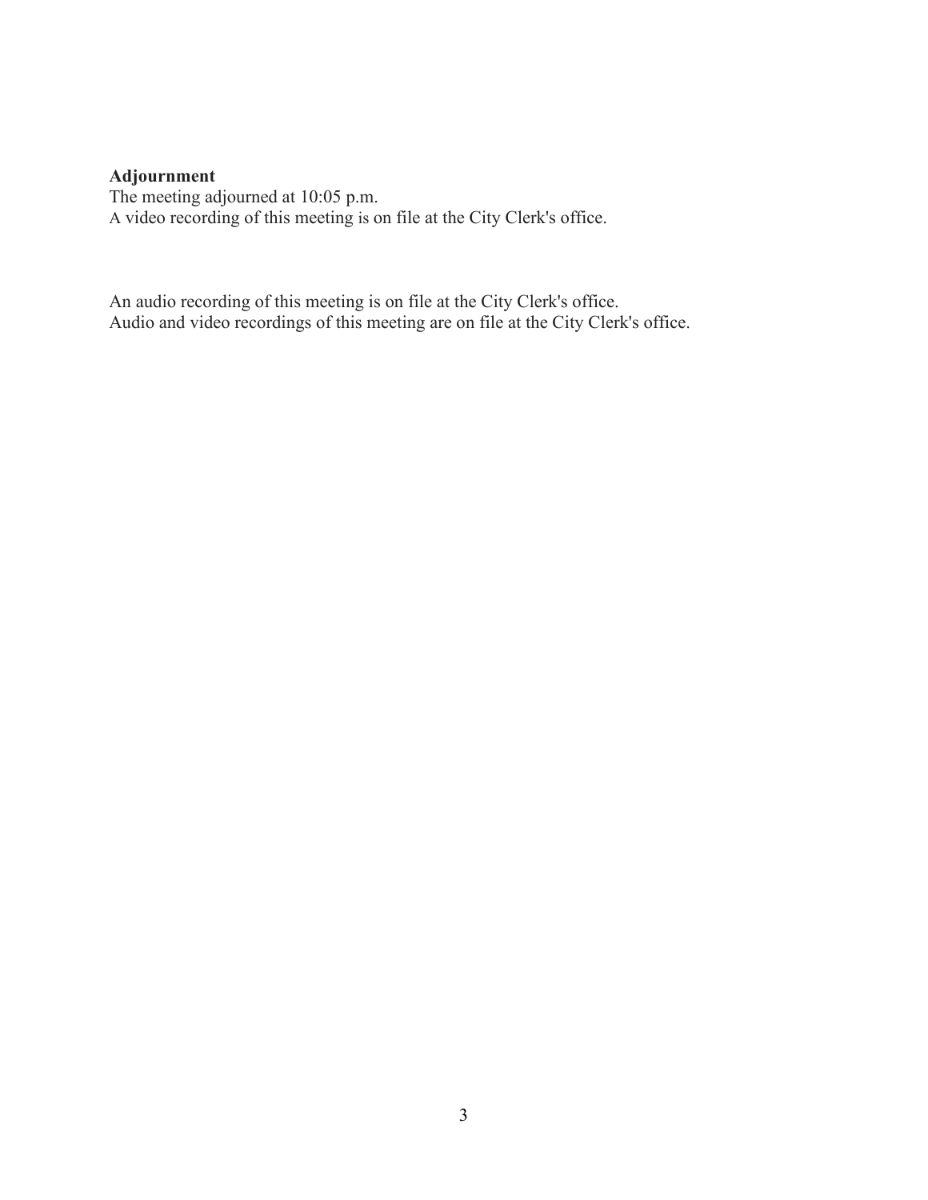**Adjournment**

The meeting adjourned at 10:05 p.m.
A video recording of this meeting is on file at the City Clerk's office.

An audio recording of this meeting is on file at the City Clerk's office.
Audio and video recordings of this meeting are on file at the City Clerk's office.